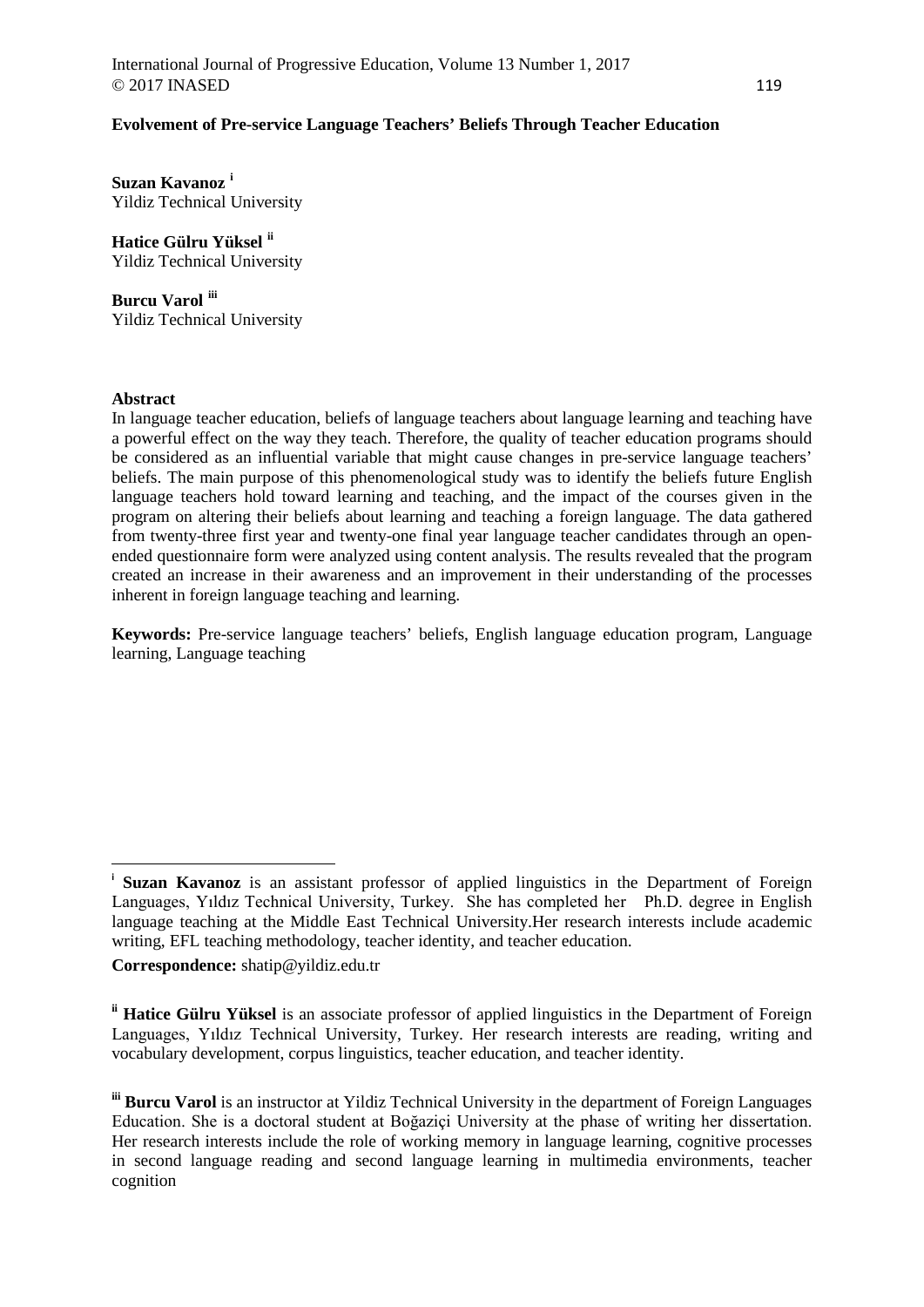# Evolvement of Pre-service Language Teachers' Beliefs Through Teacher Education

**Suzan Kavanoz** [i]
Yildiz Technical University

**Hatice Gülru Yüksel** [ii]
Yildiz Technical University

**Burcu Varol** [iii]
Yildiz Technical University

## Abstract

In language teacher education, beliefs of language teachers about language learning and teaching have a powerful effect on the way they teach. Therefore, the quality of teacher education programs should be considered as an influential variable that might cause changes in pre-service language teachers' beliefs. The main purpose of this phenomenological study was to identify the beliefs future English language teachers hold toward learning and teaching, and the impact of the courses given in the program on altering their beliefs about learning and teaching a foreign language. The data gathered from twenty-three first year and twenty-one final year language teacher candidates through an open-ended questionnaire form were analyzed using content analysis. The results revealed that the program created an increase in their awareness and an improvement in their understanding of the processes inherent in foreign language teaching and learning.

**Keywords:** Pre-service language teachers' beliefs, English language education program, Language learning, Language teaching

---

[i] **Suzan Kavanoz** is an assistant professor of applied linguistics in the Department of Foreign Languages, Yıldız Technical University, Turkey. She has completed her Ph.D. degree in English language teaching at the Middle East Technical University.Her research interests include academic writing, EFL teaching methodology, teacher identity, and teacher education.

**Correspondence:** shatip@yildiz.edu.tr

[ii] **Hatice Gülru Yüksel** is an associate professor of applied linguistics in the Department of Foreign Languages, Yıldız Technical University, Turkey. Her research interests are reading, writing and vocabulary development, corpus linguistics, teacher education, and teacher identity.

[iii] **Burcu Varol** is an instructor at Yildiz Technical University in the department of Foreign Languages Education. She is a doctoral student at Boğaziçi University at the phase of writing her dissertation. Her research interests include the role of working memory in language learning, cognitive processes in second language reading and second language learning in multimedia environments, teacher cognition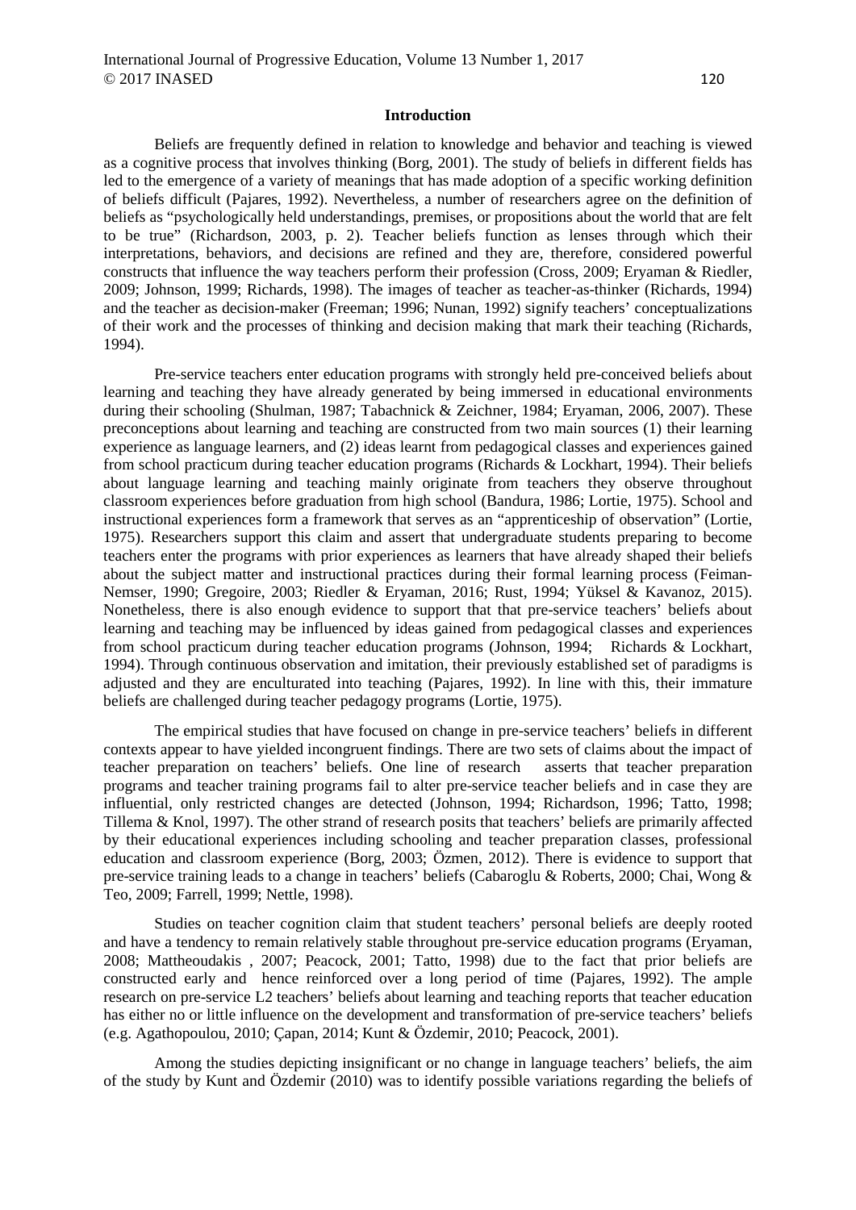## Introduction

Beliefs are frequently defined in relation to knowledge and behavior and teaching is viewed as a cognitive process that involves thinking (Borg, 2001). The study of beliefs in different fields has led to the emergence of a variety of meanings that has made adoption of a specific working definition of beliefs difficult (Pajares, 1992). Nevertheless, a number of researchers agree on the definition of beliefs as "psychologically held understandings, premises, or propositions about the world that are felt to be true" (Richardson, 2003, p. 2). Teacher beliefs function as lenses through which their interpretations, behaviors, and decisions are refined and they are, therefore, considered powerful constructs that influence the way teachers perform their profession (Cross, 2009; Eryaman & Riedler, 2009; Johnson, 1999; Richards, 1998). The images of teacher as teacher-as-thinker (Richards, 1994) and the teacher as decision-maker (Freeman; 1996; Nunan, 1992) signify teachers' conceptualizations of their work and the processes of thinking and decision making that mark their teaching (Richards, 1994).

Pre-service teachers enter education programs with strongly held pre-conceived beliefs about learning and teaching they have already generated by being immersed in educational environments during their schooling (Shulman, 1987; Tabachnick & Zeichner, 1984; Eryaman, 2006, 2007). These preconceptions about learning and teaching are constructed from two main sources (1) their learning experience as language learners, and (2) ideas learnt from pedagogical classes and experiences gained from school practicum during teacher education programs (Richards & Lockhart, 1994). Their beliefs about language learning and teaching mainly originate from teachers they observe throughout classroom experiences before graduation from high school (Bandura, 1986; Lortie, 1975). School and instructional experiences form a framework that serves as an "apprenticeship of observation" (Lortie, 1975). Researchers support this claim and assert that undergraduate students preparing to become teachers enter the programs with prior experiences as learners that have already shaped their beliefs about the subject matter and instructional practices during their formal learning process (Feiman-Nemser, 1990; Gregoire, 2003; Riedler & Eryaman, 2016; Rust, 1994; Yüksel & Kavanoz, 2015). Nonetheless, there is also enough evidence to support that that pre-service teachers' beliefs about learning and teaching may be influenced by ideas gained from pedagogical classes and experiences from school practicum during teacher education programs (Johnson, 1994; Richards & Lockhart, 1994). Through continuous observation and imitation, their previously established set of paradigms is adjusted and they are enculturated into teaching (Pajares, 1992). In line with this, their immature beliefs are challenged during teacher pedagogy programs (Lortie, 1975).

The empirical studies that have focused on change in pre-service teachers' beliefs in different contexts appear to have yielded incongruent findings. There are two sets of claims about the impact of teacher preparation on teachers' beliefs. One line of research asserts that teacher preparation programs and teacher training programs fail to alter pre-service teacher beliefs and in case they are influential, only restricted changes are detected (Johnson, 1994; Richardson, 1996; Tatto, 1998; Tillema & Knol, 1997). The other strand of research posits that teachers' beliefs are primarily affected by their educational experiences including schooling and teacher preparation classes, professional education and classroom experience (Borg, 2003; Özmen, 2012). There is evidence to support that pre-service training leads to a change in teachers' beliefs (Cabaroglu & Roberts, 2000; Chai, Wong & Teo, 2009; Farrell, 1999; Nettle, 1998).

Studies on teacher cognition claim that student teachers' personal beliefs are deeply rooted and have a tendency to remain relatively stable throughout pre-service education programs (Eryaman, 2008; Mattheoudakis , 2007; Peacock, 2001; Tatto, 1998) due to the fact that prior beliefs are constructed early and hence reinforced over a long period of time (Pajares, 1992). The ample research on pre-service L2 teachers' beliefs about learning and teaching reports that teacher education has either no or little influence on the development and transformation of pre-service teachers' beliefs (e.g. Agathopoulou, 2010; Çapan, 2014; Kunt & Özdemir, 2010; Peacock, 2001).

Among the studies depicting insignificant or no change in language teachers' beliefs, the aim of the study by Kunt and Özdemir (2010) was to identify possible variations regarding the beliefs of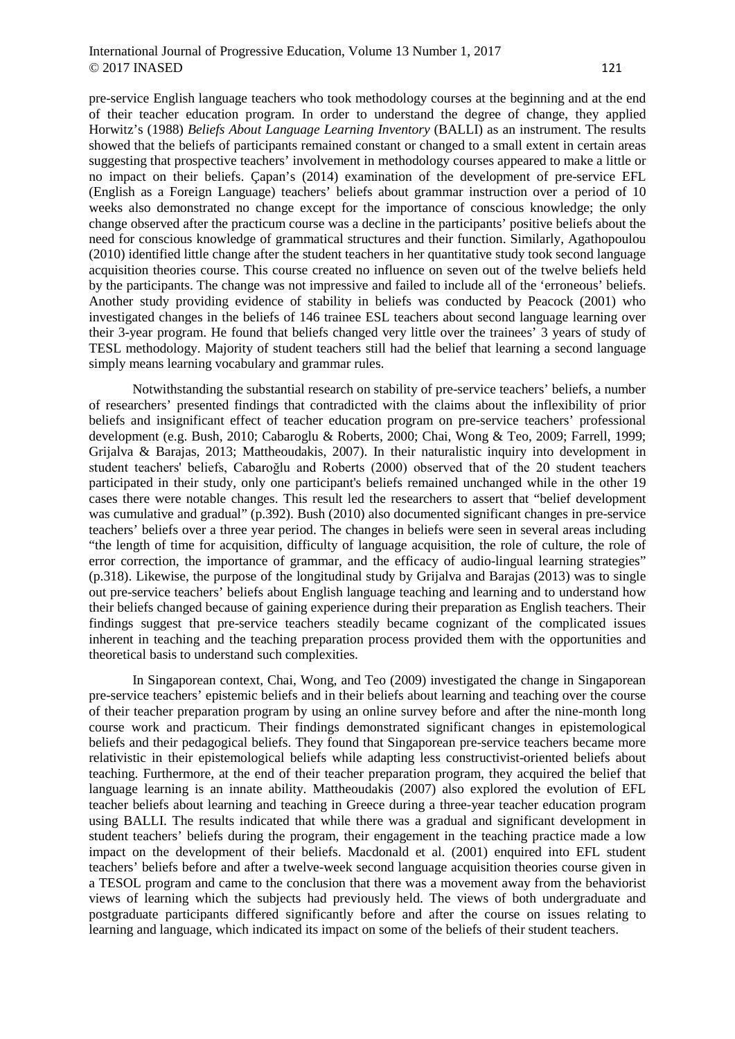pre-service English language teachers who took methodology courses at the beginning and at the end of their teacher education program. In order to understand the degree of change, they applied Horwitz's (1988) *Beliefs About Language Learning Inventory* (BALLI) as an instrument. The results showed that the beliefs of participants remained constant or changed to a small extent in certain areas suggesting that prospective teachers' involvement in methodology courses appeared to make a little or no impact on their beliefs. Çapan's (2014) examination of the development of pre-service EFL (English as a Foreign Language) teachers' beliefs about grammar instruction over a period of 10 weeks also demonstrated no change except for the importance of conscious knowledge; the only change observed after the practicum course was a decline in the participants' positive beliefs about the need for conscious knowledge of grammatical structures and their function. Similarly, Agathopoulou (2010) identified little change after the student teachers in her quantitative study took second language acquisition theories course. This course created no influence on seven out of the twelve beliefs held by the participants. The change was not impressive and failed to include all of the 'erroneous' beliefs. Another study providing evidence of stability in beliefs was conducted by Peacock (2001) who investigated changes in the beliefs of 146 trainee ESL teachers about second language learning over their 3-year program. He found that beliefs changed very little over the trainees' 3 years of study of TESL methodology. Majority of student teachers still had the belief that learning a second language simply means learning vocabulary and grammar rules.

Notwithstanding the substantial research on stability of pre-service teachers' beliefs, a number of researchers' presented findings that contradicted with the claims about the inflexibility of prior beliefs and insignificant effect of teacher education program on pre-service teachers' professional development (e.g. Bush, 2010; Cabaroglu & Roberts, 2000; Chai, Wong & Teo, 2009; Farrell, 1999; Grijalva & Barajas, 2013; Mattheoudakis, 2007). In their naturalistic inquiry into development in student teachers' beliefs, Cabaroğlu and Roberts (2000) observed that of the 20 student teachers participated in their study, only one participant's beliefs remained unchanged while in the other 19 cases there were notable changes. This result led the researchers to assert that "belief development was cumulative and gradual" (p.392). Bush (2010) also documented significant changes in pre-service teachers' beliefs over a three year period. The changes in beliefs were seen in several areas including "the length of time for acquisition, difficulty of language acquisition, the role of culture, the role of error correction, the importance of grammar, and the efficacy of audio-lingual learning strategies" (p.318). Likewise, the purpose of the longitudinal study by Grijalva and Barajas (2013) was to single out pre-service teachers' beliefs about English language teaching and learning and to understand how their beliefs changed because of gaining experience during their preparation as English teachers. Their findings suggest that pre-service teachers steadily became cognizant of the complicated issues inherent in teaching and the teaching preparation process provided them with the opportunities and theoretical basis to understand such complexities.

In Singaporean context, Chai, Wong, and Teo (2009) investigated the change in Singaporean pre-service teachers' epistemic beliefs and in their beliefs about learning and teaching over the course of their teacher preparation program by using an online survey before and after the nine-month long course work and practicum. Their findings demonstrated significant changes in epistemological beliefs and their pedagogical beliefs. They found that Singaporean pre-service teachers became more relativistic in their epistemological beliefs while adapting less constructivist-oriented beliefs about teaching. Furthermore, at the end of their teacher preparation program, they acquired the belief that language learning is an innate ability. Mattheoudakis (2007) also explored the evolution of EFL teacher beliefs about learning and teaching in Greece during a three-year teacher education program using BALLI. The results indicated that while there was a gradual and significant development in student teachers' beliefs during the program, their engagement in the teaching practice made a low impact on the development of their beliefs. Macdonald et al. (2001) enquired into EFL student teachers' beliefs before and after a twelve-week second language acquisition theories course given in a TESOL program and came to the conclusion that there was a movement away from the behaviorist views of learning which the subjects had previously held. The views of both undergraduate and postgraduate participants differed significantly before and after the course on issues relating to learning and language, which indicated its impact on some of the beliefs of their student teachers.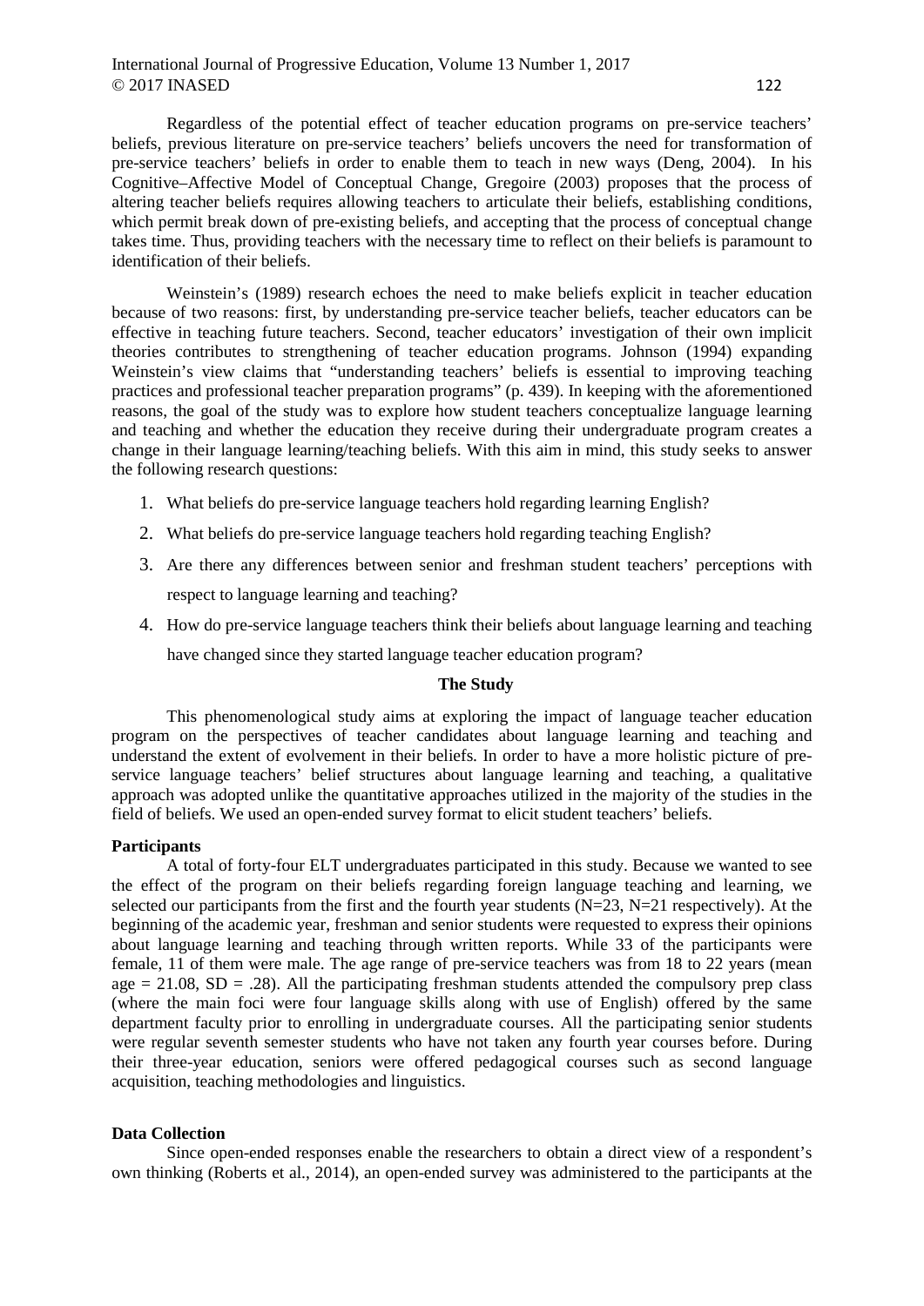Regardless of the potential effect of teacher education programs on pre-service teachers' beliefs, previous literature on pre-service teachers' beliefs uncovers the need for transformation of pre-service teachers' beliefs in order to enable them to teach in new ways (Deng, 2004). In his Cognitive–Affective Model of Conceptual Change, Gregoire (2003) proposes that the process of altering teacher beliefs requires allowing teachers to articulate their beliefs, establishing conditions, which permit break down of pre-existing beliefs, and accepting that the process of conceptual change takes time. Thus, providing teachers with the necessary time to reflect on their beliefs is paramount to identification of their beliefs.

Weinstein's (1989) research echoes the need to make beliefs explicit in teacher education because of two reasons: first, by understanding pre-service teacher beliefs, teacher educators can be effective in teaching future teachers. Second, teacher educators' investigation of their own implicit theories contributes to strengthening of teacher education programs. Johnson (1994) expanding Weinstein's view claims that "understanding teachers' beliefs is essential to improving teaching practices and professional teacher preparation programs" (p. 439). In keeping with the aforementioned reasons, the goal of the study was to explore how student teachers conceptualize language learning and teaching and whether the education they receive during their undergraduate program creates a change in their language learning/teaching beliefs. With this aim in mind, this study seeks to answer the following research questions:

1. What beliefs do pre-service language teachers hold regarding learning English?
2. What beliefs do pre-service language teachers hold regarding teaching English?
3. Are there any differences between senior and freshman student teachers' perceptions with respect to language learning and teaching?
4. How do pre-service language teachers think their beliefs about language learning and teaching have changed since they started language teacher education program?

## The Study

This phenomenological study aims at exploring the impact of language teacher education program on the perspectives of teacher candidates about language learning and teaching and understand the extent of evolvement in their beliefs. In order to have a more holistic picture of pre-service language teachers' belief structures about language learning and teaching, a qualitative approach was adopted unlike the quantitative approaches utilized in the majority of the studies in the field of beliefs. We used an open-ended survey format to elicit student teachers' beliefs.

### Participants

A total of forty-four ELT undergraduates participated in this study. Because we wanted to see the effect of the program on their beliefs regarding foreign language teaching and learning, we selected our participants from the first and the fourth year students (N=23, N=21 respectively). At the beginning of the academic year, freshman and senior students were requested to express their opinions about language learning and teaching through written reports. While 33 of the participants were female, 11 of them were male. The age range of pre-service teachers was from 18 to 22 years (mean age = 21.08, SD = .28). All the participating freshman students attended the compulsory prep class (where the main foci were four language skills along with use of English) offered by the same department faculty prior to enrolling in undergraduate courses. All the participating senior students were regular seventh semester students who have not taken any fourth year courses before. During their three-year education, seniors were offered pedagogical courses such as second language acquisition, teaching methodologies and linguistics.

### Data Collection

Since open-ended responses enable the researchers to obtain a direct view of a respondent's own thinking (Roberts et al., 2014), an open-ended survey was administered to the participants at the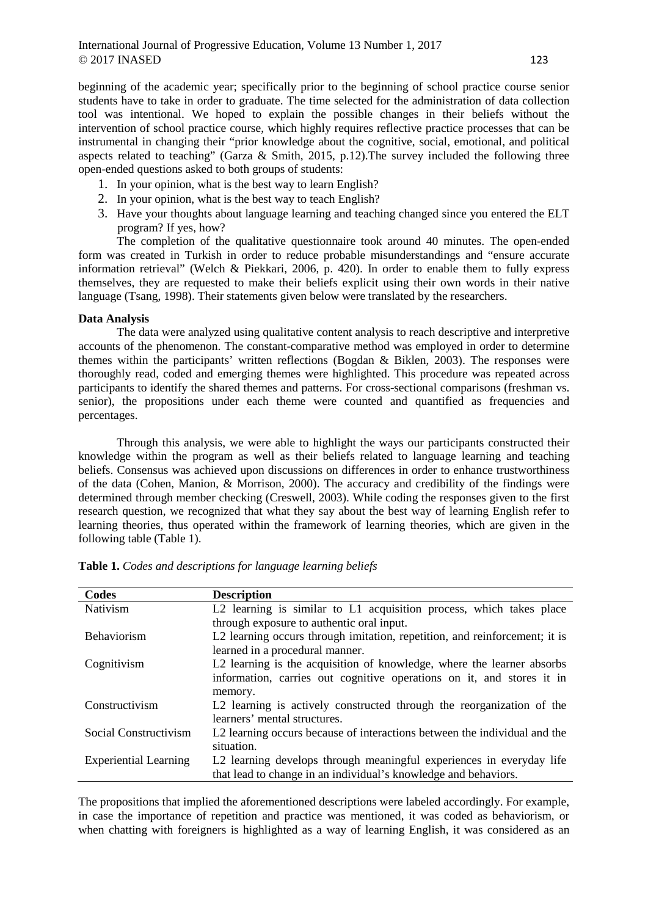beginning of the academic year; specifically prior to the beginning of school practice course senior students have to take in order to graduate. The time selected for the administration of data collection tool was intentional. We hoped to explain the possible changes in their beliefs without the intervention of school practice course, which highly requires reflective practice processes that can be instrumental in changing their "prior knowledge about the cognitive, social, emotional, and political aspects related to teaching" (Garza & Smith, 2015, p.12).The survey included the following three open-ended questions asked to both groups of students:

1. In your opinion, what is the best way to learn English?
2. In your opinion, what is the best way to teach English?
3. Have your thoughts about language learning and teaching changed since you entered the ELT program? If yes, how?

The completion of the qualitative questionnaire took around 40 minutes. The open-ended form was created in Turkish in order to reduce probable misunderstandings and "ensure accurate information retrieval" (Welch & Piekkari, 2006, p. 420). In order to enable them to fully express themselves, they are requested to make their beliefs explicit using their own words in their native language (Tsang, 1998). Their statements given below were translated by the researchers.

**Data Analysis**

The data were analyzed using qualitative content analysis to reach descriptive and interpretive accounts of the phenomenon. The constant-comparative method was employed in order to determine themes within the participants' written reflections (Bogdan & Biklen, 2003). The responses were thoroughly read, coded and emerging themes were highlighted. This procedure was repeated across participants to identify the shared themes and patterns. For cross-sectional comparisons (freshman vs. senior), the propositions under each theme were counted and quantified as frequencies and percentages.

Through this analysis, we were able to highlight the ways our participants constructed their knowledge within the program as well as their beliefs related to language learning and teaching beliefs. Consensus was achieved upon discussions on differences in order to enhance trustworthiness of the data (Cohen, Manion, & Morrison, 2000). The accuracy and credibility of the findings were determined through member checking (Creswell, 2003). While coding the responses given to the first research question, we recognized that what they say about the best way of learning English refer to learning theories, thus operated within the framework of learning theories, which are given in the following table (Table 1).

**Table 1.** *Codes and descriptions for language learning beliefs*

| Codes | Description |
|---|---|
| Nativism | L2 learning is similar to L1 acquisition process, which takes place through exposure to authentic oral input. |
| Behaviorism | L2 learning occurs through imitation, repetition, and reinforcement; it is learned in a procedural manner. |
| Cognitivism | L2 learning is the acquisition of knowledge, where the learner absorbs information, carries out cognitive operations on it, and stores it in memory. |
| Constructivism | L2 learning is actively constructed through the reorganization of the learners' mental structures. |
| Social Constructivism | L2 learning occurs because of interactions between the individual and the situation. |
| Experiential Learning | L2 learning develops through meaningful experiences in everyday life that lead to change in an individual's knowledge and behaviors. |

The propositions that implied the aforementioned descriptions were labeled accordingly. For example, in case the importance of repetition and practice was mentioned, it was coded as behaviorism, or when chatting with foreigners is highlighted as a way of learning English, it was considered as an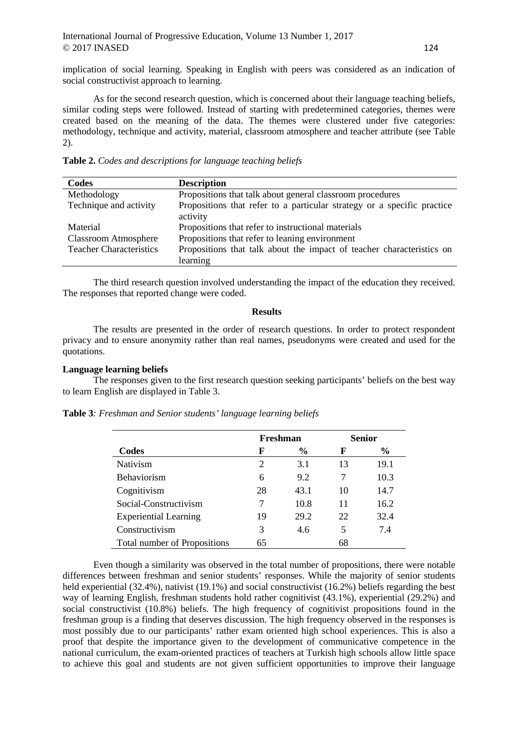implication of social learning. Speaking in English with peers was considered as an indication of social constructivist approach to learning.

As for the second research question, which is concerned about their language teaching beliefs, similar coding steps were followed. Instead of starting with predetermined categories, themes were created based on the meaning of the data. The themes were clustered under five categories: methodology, technique and activity, material, classroom atmosphere and teacher attribute (see Table 2).

**Table 2.** *Codes and descriptions for language teaching beliefs*

| Codes | Description |
|---|---|
| Methodology | Propositions that talk about general classroom procedures |
| Technique and activity | Propositions that refer to a particular strategy or a specific practice activity |
| Material | Propositions that refer to instructional materials |
| Classroom Atmosphere | Propositions that refer to leaning environment |
| Teacher Characteristics | Propositions that talk about the impact of teacher characteristics on learning |

The third research question involved understanding the impact of the education they received. The responses that reported change were coded.

## Results

The results are presented in the order of research questions. In order to protect respondent privacy and to ensure anonymity rather than real names, pseudonyms were created and used for the quotations.

### Language learning beliefs

The responses given to the first research question seeking participants' beliefs on the best way to learn English are displayed in Table 3.

**Table 3***: Freshman and Senior students' language learning beliefs*

| | Freshman | | Senior | |
|---|---|---|---|---|
| **Codes** | **F** | **%** | **F** | **%** |
| Nativism | 2 | 3.1 | 13 | 19.1 |
| Behaviorism | 6 | 9.2 | 7 | 10.3 |
| Cognitivism | 28 | 43.1 | 10 | 14.7 |
| Social-Constructivism | 7 | 10.8 | 11 | 16.2 |
| Experiential Learning | 19 | 29.2 | 22 | 32.4 |
| Constructivism | 3 | 4.6 | 5 | 7.4 |
| Total number of Propositions | 65 | | 68 | |

Even though a similarity was observed in the total number of propositions, there were notable differences between freshman and senior students' responses. While the majority of senior students held experiential (32.4%), nativist (19.1%) and social constructivist (16.2%) beliefs regarding the best way of learning English, freshman students hold rather cognitivist (43.1%), experiential (29.2%) and social constructivist (10.8%) beliefs. The high frequency of cognitivist propositions found in the freshman group is a finding that deserves discussion. The high frequency observed in the responses is most possibly due to our participants' rather exam oriented high school experiences. This is also a proof that despite the importance given to the development of communicative competence in the national curriculum, the exam-oriented practices of teachers at Turkish high schools allow little space to achieve this goal and students are not given sufficient opportunities to improve their language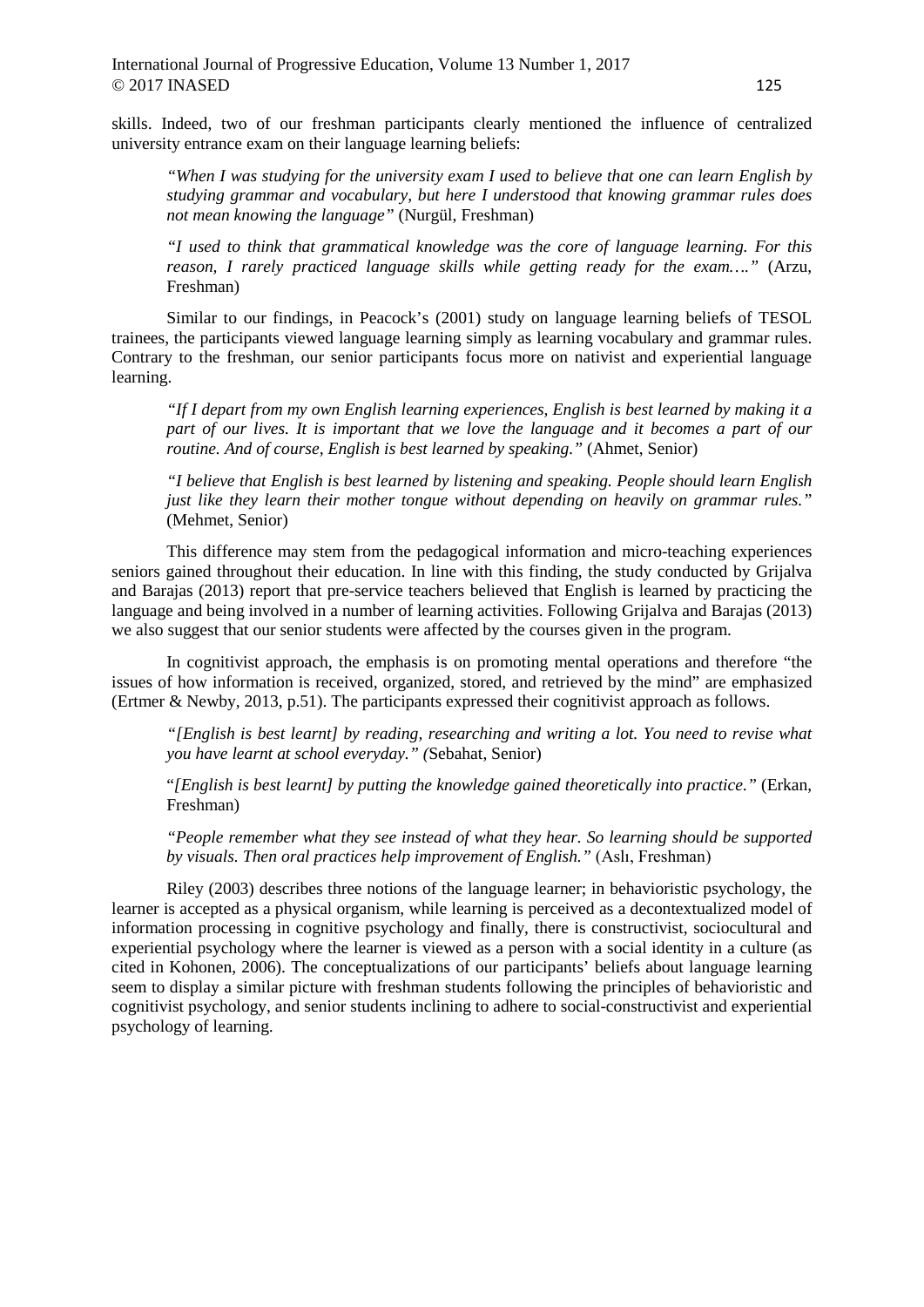skills. Indeed, two of our freshman participants clearly mentioned the influence of centralized university entrance exam on their language learning beliefs:

> *"When I was studying for the university exam I used to believe that one can learn English by studying grammar and vocabulary, but here I understood that knowing grammar rules does not mean knowing the language"* (Nurgül, Freshman)

> *"I used to think that grammatical knowledge was the core of language learning. For this reason, I rarely practiced language skills while getting ready for the exam…."* (Arzu, Freshman)

Similar to our findings, in Peacock's (2001) study on language learning beliefs of TESOL trainees, the participants viewed language learning simply as learning vocabulary and grammar rules. Contrary to the freshman, our senior participants focus more on nativist and experiential language learning.

> *"If I depart from my own English learning experiences, English is best learned by making it a part of our lives. It is important that we love the language and it becomes a part of our routine. And of course, English is best learned by speaking."* (Ahmet, Senior)

> *"I believe that English is best learned by listening and speaking. People should learn English just like they learn their mother tongue without depending on heavily on grammar rules."* (Mehmet, Senior)

This difference may stem from the pedagogical information and micro-teaching experiences seniors gained throughout their education. In line with this finding, the study conducted by Grijalva and Barajas (2013) report that pre-service teachers believed that English is learned by practicing the language and being involved in a number of learning activities. Following Grijalva and Barajas (2013) we also suggest that our senior students were affected by the courses given in the program.

In cognitivist approach, the emphasis is on promoting mental operations and therefore "the issues of how information is received, organized, stored, and retrieved by the mind" are emphasized (Ertmer & Newby, 2013, p.51). The participants expressed their cognitivist approach as follows.

> *"[English is best learnt] by reading, researching and writing a lot. You need to revise what you have learnt at school everyday." (*Sebahat, Senior)

> "*[English is best learnt] by putting the knowledge gained theoretically into practice."* (Erkan, Freshman)

> *"People remember what they see instead of what they hear. So learning should be supported by visuals. Then oral practices help improvement of English."* (Aslı, Freshman)

Riley (2003) describes three notions of the language learner; in behavioristic psychology, the learner is accepted as a physical organism, while learning is perceived as a decontextualized model of information processing in cognitive psychology and finally, there is constructivist, sociocultural and experiential psychology where the learner is viewed as a person with a social identity in a culture (as cited in Kohonen, 2006). The conceptualizations of our participants' beliefs about language learning seem to display a similar picture with freshman students following the principles of behavioristic and cognitivist psychology, and senior students inclining to adhere to social-constructivist and experiential psychology of learning.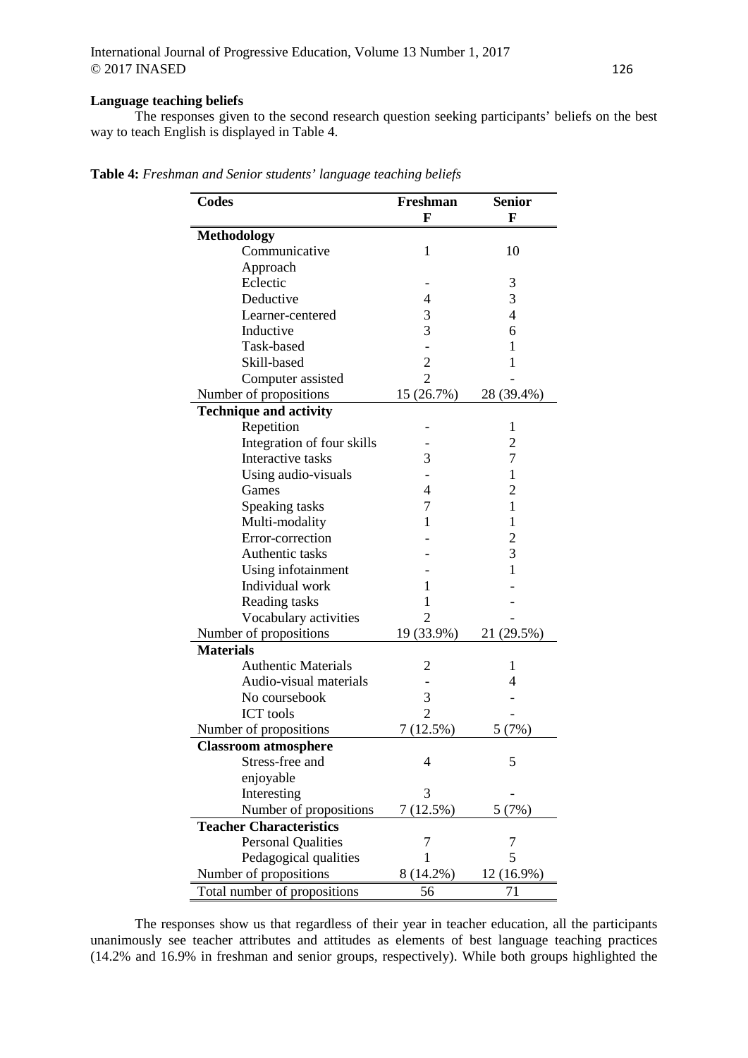**Language teaching beliefs**

The responses given to the second research question seeking participants' beliefs on the best way to teach English is displayed in Table 4.

**Table 4:** *Freshman and Senior students' language teaching beliefs*

| Codes | Freshman F | Senior F |
|---|---|---|
| **Methodology** | | |
| Communicative Approach | 1 | 10 |
| Eclectic | - | 3 |
| Deductive | 4 | 3 |
| Learner-centered | 3 | 4 |
| Inductive | 3 | 6 |
| Task-based | - | 1 |
| Skill-based | 2 | 1 |
| Computer assisted | 2 | - |
| Number of propositions | 15 (26.7%) | 28 (39.4%) |
| **Technique and activity** | | |
| Repetition | - | 1 |
| Integration of four skills | - | 2 |
| Interactive tasks | 3 | 7 |
| Using audio-visuals | - | 1 |
| Games | 4 | 2 |
| Speaking tasks | 7 | 1 |
| Multi-modality | 1 | 1 |
| Error-correction | - | 2 |
| Authentic tasks | - | 3 |
| Using infotainment | - | 1 |
| Individual work | 1 | - |
| Reading tasks | 1 | - |
| Vocabulary activities | 2 | - |
| Number of propositions | 19 (33.9%) | 21 (29.5%) |
| **Materials** | | |
| Authentic Materials | 2 | 1 |
| Audio-visual materials | - | 4 |
| No coursebook | 3 | - |
| ICT tools | 2 | - |
| Number of propositions | 7 (12.5%) | 5 (7%) |
| **Classroom atmosphere** | | |
| Stress-free and enjoyable | 4 | 5 |
| Interesting | 3 | - |
| Number of propositions | 7 (12.5%) | 5 (7%) |
| **Teacher Characteristics** | | |
| Personal Qualities | 7 | 7 |
| Pedagogical qualities | 1 | 5 |
| Number of propositions | 8 (14.2%) | 12 (16.9%) |
| Total number of propositions | 56 | 71 |

The responses show us that regardless of their year in teacher education, all the participants unanimously see teacher attributes and attitudes as elements of best language teaching practices (14.2% and 16.9% in freshman and senior groups, respectively). While both groups highlighted the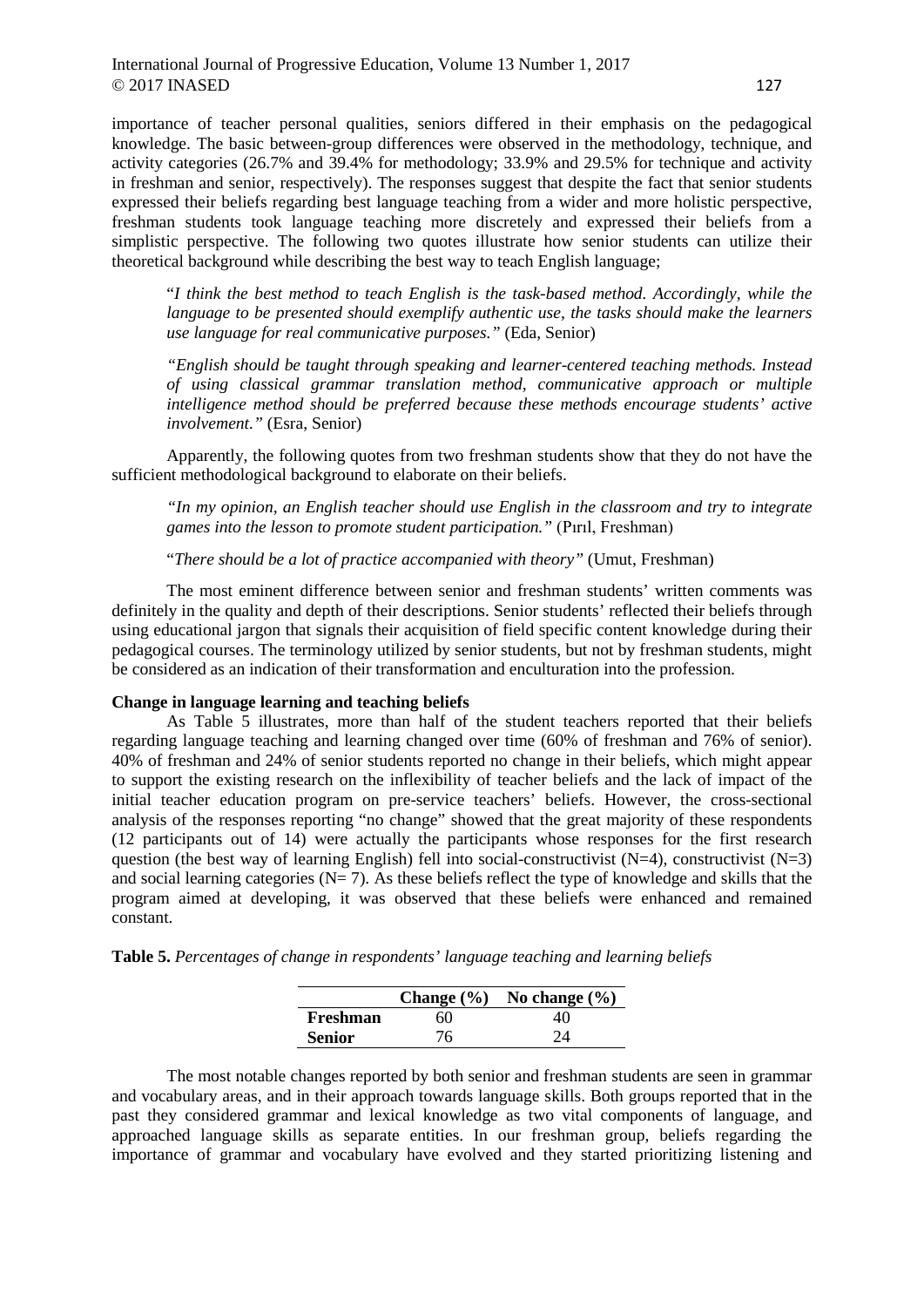importance of teacher personal qualities, seniors differed in their emphasis on the pedagogical knowledge. The basic between-group differences were observed in the methodology, technique, and activity categories (26.7% and 39.4% for methodology; 33.9% and 29.5% for technique and activity in freshman and senior, respectively). The responses suggest that despite the fact that senior students expressed their beliefs regarding best language teaching from a wider and more holistic perspective, freshman students took language teaching more discretely and expressed their beliefs from a simplistic perspective. The following two quotes illustrate how senior students can utilize their theoretical background while describing the best way to teach English language;

> "*I think the best method to teach English is the task-based method. Accordingly, while the language to be presented should exemplify authentic use, the tasks should make the learners use language for real communicative purposes."* (Eda, Senior)

> *"English should be taught through speaking and learner-centered teaching methods. Instead of using classical grammar translation method, communicative approach or multiple intelligence method should be preferred because these methods encourage students' active involvement."* (Esra, Senior)

Apparently, the following quotes from two freshman students show that they do not have the sufficient methodological background to elaborate on their beliefs.

> *"In my opinion, an English teacher should use English in the classroom and try to integrate games into the lesson to promote student participation."* (Pırıl, Freshman)

> "*There should be a lot of practice accompanied with theory"* (Umut, Freshman)

The most eminent difference between senior and freshman students' written comments was definitely in the quality and depth of their descriptions. Senior students' reflected their beliefs through using educational jargon that signals their acquisition of field specific content knowledge during their pedagogical courses. The terminology utilized by senior students, but not by freshman students, might be considered as an indication of their transformation and enculturation into the profession.

**Change in language learning and teaching beliefs**

As Table 5 illustrates, more than half of the student teachers reported that their beliefs regarding language teaching and learning changed over time (60% of freshman and 76% of senior). 40% of freshman and 24% of senior students reported no change in their beliefs, which might appear to support the existing research on the inflexibility of teacher beliefs and the lack of impact of the initial teacher education program on pre-service teachers' beliefs. However, the cross-sectional analysis of the responses reporting "no change" showed that the great majority of these respondents (12 participants out of 14) were actually the participants whose responses for the first research question (the best way of learning English) fell into social-constructivist (N=4), constructivist (N=3) and social learning categories (N= 7). As these beliefs reflect the type of knowledge and skills that the program aimed at developing, it was observed that these beliefs were enhanced and remained constant.

**Table 5.** *Percentages of change in respondents' language teaching and learning beliefs*

| | Change (%) | No change (%) |
|---|---|---|
| **Freshman** | 60 | 40 |
| **Senior** | 76 | 24 |

The most notable changes reported by both senior and freshman students are seen in grammar and vocabulary areas, and in their approach towards language skills. Both groups reported that in the past they considered grammar and lexical knowledge as two vital components of language, and approached language skills as separate entities. In our freshman group, beliefs regarding the importance of grammar and vocabulary have evolved and they started prioritizing listening and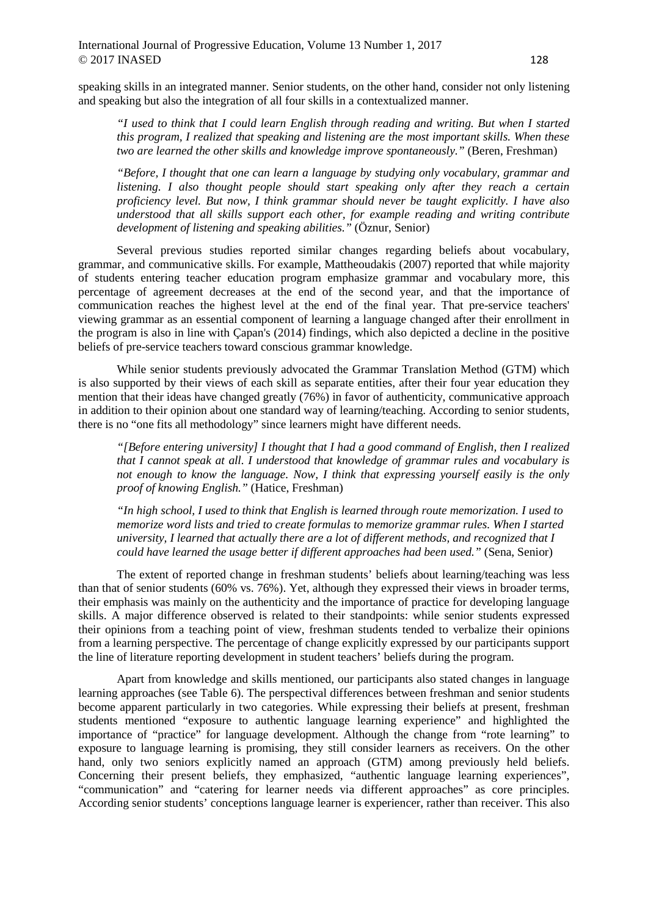speaking skills in an integrated manner. Senior students, on the other hand, consider not only listening and speaking but also the integration of all four skills in a contextualized manner.

> *"I used to think that I could learn English through reading and writing. But when I started this program, I realized that speaking and listening are the most important skills. When these two are learned the other skills and knowledge improve spontaneously."* (Beren, Freshman)

> *"Before, I thought that one can learn a language by studying only vocabulary, grammar and listening. I also thought people should start speaking only after they reach a certain proficiency level. But now, I think grammar should never be taught explicitly. I have also understood that all skills support each other, for example reading and writing contribute development of listening and speaking abilities."* (Öznur, Senior)

Several previous studies reported similar changes regarding beliefs about vocabulary, grammar, and communicative skills. For example, Mattheoudakis (2007) reported that while majority of students entering teacher education program emphasize grammar and vocabulary more, this percentage of agreement decreases at the end of the second year, and that the importance of communication reaches the highest level at the end of the final year. That pre-service teachers' viewing grammar as an essential component of learning a language changed after their enrollment in the program is also in line with Çapan's (2014) findings, which also depicted a decline in the positive beliefs of pre-service teachers toward conscious grammar knowledge.

While senior students previously advocated the Grammar Translation Method (GTM) which is also supported by their views of each skill as separate entities, after their four year education they mention that their ideas have changed greatly (76%) in favor of authenticity, communicative approach in addition to their opinion about one standard way of learning/teaching. According to senior students, there is no "one fits all methodology" since learners might have different needs.

> *"[Before entering university] I thought that I had a good command of English, then I realized that I cannot speak at all. I understood that knowledge of grammar rules and vocabulary is not enough to know the language. Now, I think that expressing yourself easily is the only proof of knowing English."* (Hatice, Freshman)

> *"In high school, I used to think that English is learned through route memorization. I used to memorize word lists and tried to create formulas to memorize grammar rules. When I started university, I learned that actually there are a lot of different methods, and recognized that I could have learned the usage better if different approaches had been used."* (Sena, Senior)

The extent of reported change in freshman students' beliefs about learning/teaching was less than that of senior students (60% vs. 76%). Yet, although they expressed their views in broader terms, their emphasis was mainly on the authenticity and the importance of practice for developing language skills. A major difference observed is related to their standpoints: while senior students expressed their opinions from a teaching point of view, freshman students tended to verbalize their opinions from a learning perspective. The percentage of change explicitly expressed by our participants support the line of literature reporting development in student teachers' beliefs during the program.

Apart from knowledge and skills mentioned, our participants also stated changes in language learning approaches (see Table 6). The perspectival differences between freshman and senior students become apparent particularly in two categories. While expressing their beliefs at present, freshman students mentioned "exposure to authentic language learning experience" and highlighted the importance of "practice" for language development. Although the change from "rote learning" to exposure to language learning is promising, they still consider learners as receivers. On the other hand, only two seniors explicitly named an approach (GTM) among previously held beliefs. Concerning their present beliefs, they emphasized, "authentic language learning experiences", "communication" and "catering for learner needs via different approaches" as core principles. According senior students' conceptions language learner is experiencer, rather than receiver. This also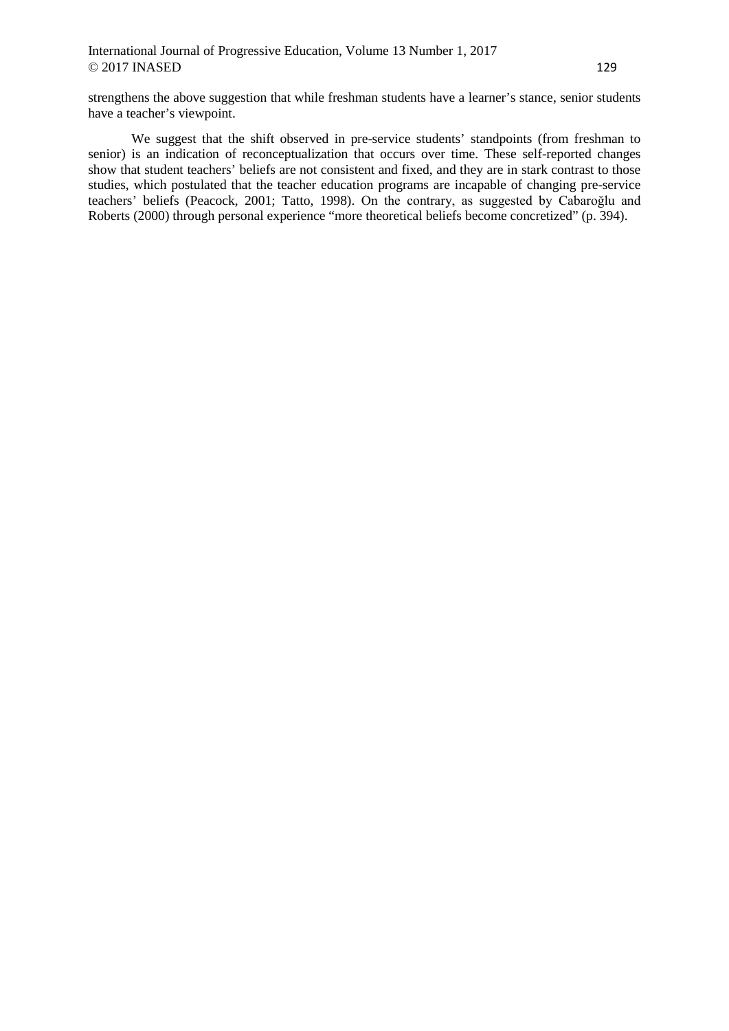strengthens the above suggestion that while freshman students have a learner's stance, senior students have a teacher's viewpoint.

We suggest that the shift observed in pre-service students' standpoints (from freshman to senior) is an indication of reconceptualization that occurs over time. These self-reported changes show that student teachers' beliefs are not consistent and fixed, and they are in stark contrast to those studies, which postulated that the teacher education programs are incapable of changing pre-service teachers' beliefs (Peacock, 2001; Tatto, 1998). On the contrary, as suggested by Cabaroğlu and Roberts (2000) through personal experience "more theoretical beliefs become concretized" (p. 394).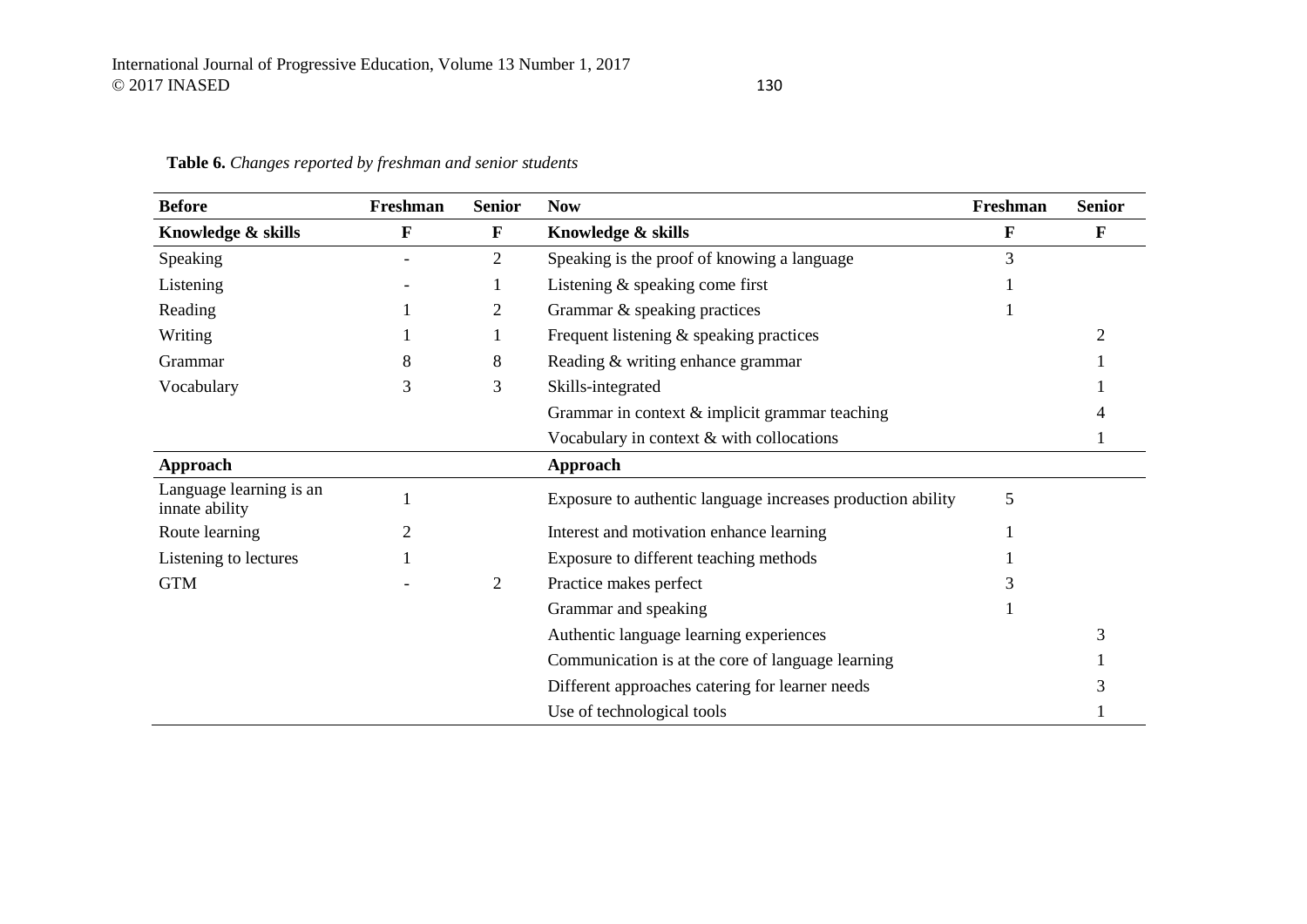**Table 6.** *Changes reported by freshman and senior students*

| Before | Freshman | Senior | Now | Freshman | Senior |
|---|---|---|---|---|---|
| **Knowledge & skills** | **F** | **F** | **Knowledge & skills** | **F** | **F** |
| Speaking | - | 2 | Speaking is the proof of knowing a language | 3 | |
| Listening | - | 1 | Listening & speaking come first | 1 | |
| Reading | 1 | 2 | Grammar & speaking practices | 1 | |
| Writing | 1 | 1 | Frequent listening & speaking practices | | 2 |
| Grammar | 8 | 8 | Reading & writing enhance grammar | | 1 |
| Vocabulary | 3 | 3 | Skills-integrated | | 1 |
| | | | Grammar in context & implicit grammar teaching | | 4 |
| | | | Vocabulary in context & with collocations | | 1 |
| **Approach** | | | **Approach** | | |
| Language learning is an innate ability | 1 | | Exposure to authentic language increases production ability | 5 | |
| Route learning | 2 | | Interest and motivation enhance learning | 1 | |
| Listening to lectures | 1 | | Exposure to different teaching methods | 1 | |
| GTM | - | 2 | Practice makes perfect | 3 | |
| | | | Grammar and speaking | 1 | |
| | | | Authentic language learning experiences | | 3 |
| | | | Communication is at the core of language learning | | 1 |
| | | | Different approaches catering for learner needs | | 3 |
| | | | Use of technological tools | | 1 |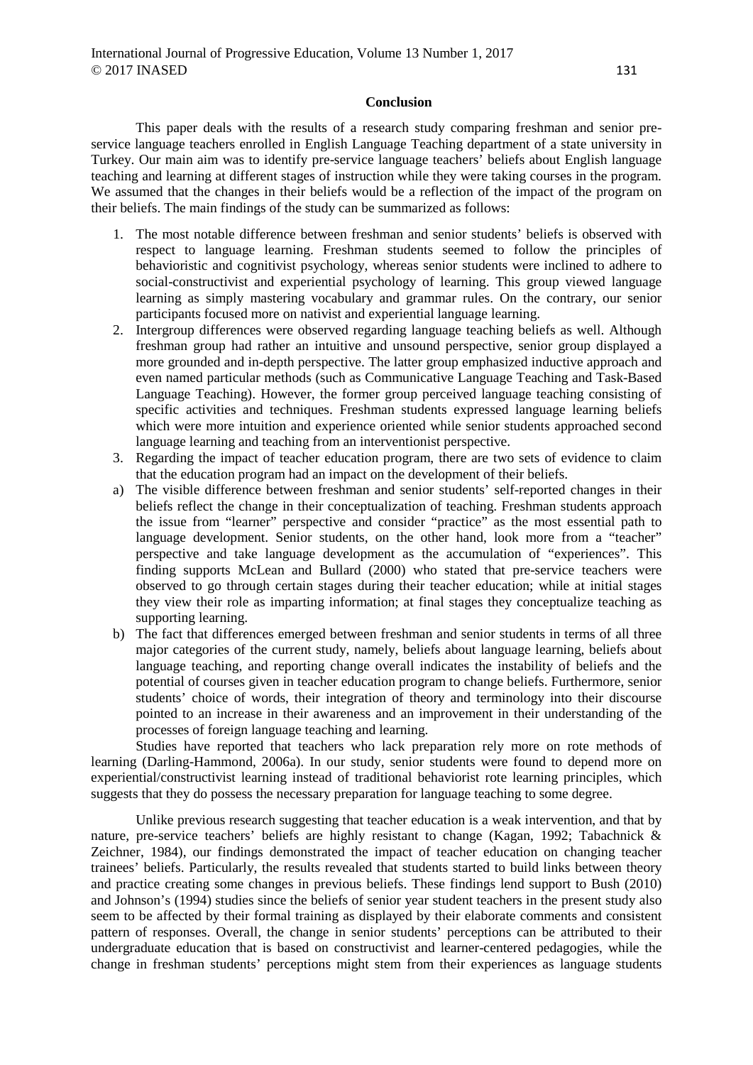## Conclusion

This paper deals with the results of a research study comparing freshman and senior pre-service language teachers enrolled in English Language Teaching department of a state university in Turkey. Our main aim was to identify pre-service language teachers' beliefs about English language teaching and learning at different stages of instruction while they were taking courses in the program. We assumed that the changes in their beliefs would be a reflection of the impact of the program on their beliefs. The main findings of the study can be summarized as follows:

1. The most notable difference between freshman and senior students' beliefs is observed with respect to language learning. Freshman students seemed to follow the principles of behavioristic and cognitivist psychology, whereas senior students were inclined to adhere to social-constructivist and experiential psychology of learning. This group viewed language learning as simply mastering vocabulary and grammar rules. On the contrary, our senior participants focused more on nativist and experiential language learning.
2. Intergroup differences were observed regarding language teaching beliefs as well. Although freshman group had rather an intuitive and unsound perspective, senior group displayed a more grounded and in-depth perspective. The latter group emphasized inductive approach and even named particular methods (such as Communicative Language Teaching and Task-Based Language Teaching). However, the former group perceived language teaching consisting of specific activities and techniques. Freshman students expressed language learning beliefs which were more intuition and experience oriented while senior students approached second language learning and teaching from an interventionist perspective.
3. Regarding the impact of teacher education program, there are two sets of evidence to claim that the education program had an impact on the development of their beliefs.

a) The visible difference between freshman and senior students' self-reported changes in their beliefs reflect the change in their conceptualization of teaching. Freshman students approach the issue from "learner" perspective and consider "practice" as the most essential path to language development. Senior students, on the other hand, look more from a "teacher" perspective and take language development as the accumulation of "experiences". This finding supports McLean and Bullard (2000) who stated that pre-service teachers were observed to go through certain stages during their teacher education; while at initial stages they view their role as imparting information; at final stages they conceptualize teaching as supporting learning.

b) The fact that differences emerged between freshman and senior students in terms of all three major categories of the current study, namely, beliefs about language learning, beliefs about language teaching, and reporting change overall indicates the instability of beliefs and the potential of courses given in teacher education program to change beliefs. Furthermore, senior students' choice of words, their integration of theory and terminology into their discourse pointed to an increase in their awareness and an improvement in their understanding of the processes of foreign language teaching and learning.

Studies have reported that teachers who lack preparation rely more on rote methods of learning (Darling-Hammond, 2006a). In our study, senior students were found to depend more on experiential/constructivist learning instead of traditional behaviorist rote learning principles, which suggests that they do possess the necessary preparation for language teaching to some degree.

Unlike previous research suggesting that teacher education is a weak intervention, and that by nature, pre-service teachers' beliefs are highly resistant to change (Kagan, 1992; Tabachnick & Zeichner, 1984), our findings demonstrated the impact of teacher education on changing teacher trainees' beliefs. Particularly, the results revealed that students started to build links between theory and practice creating some changes in previous beliefs. These findings lend support to Bush (2010) and Johnson's (1994) studies since the beliefs of senior year student teachers in the present study also seem to be affected by their formal training as displayed by their elaborate comments and consistent pattern of responses. Overall, the change in senior students' perceptions can be attributed to their undergraduate education that is based on constructivist and learner-centered pedagogies, while the change in freshman students' perceptions might stem from their experiences as language students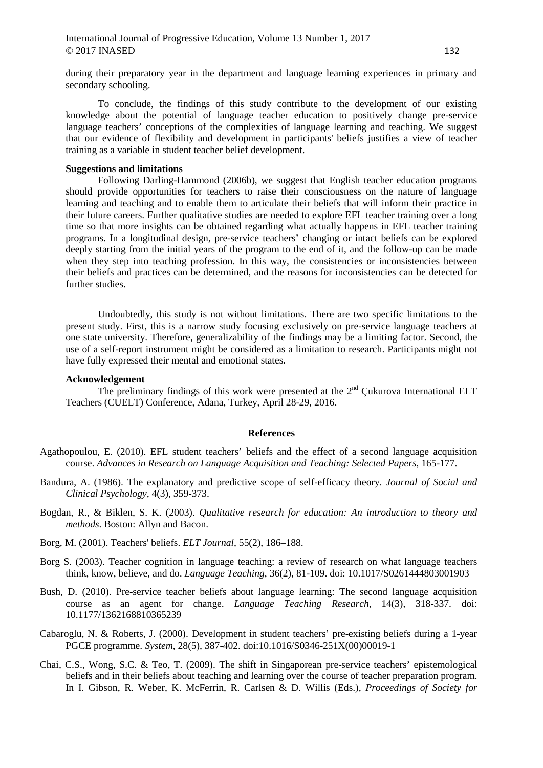during their preparatory year in the department and language learning experiences in primary and secondary schooling.

To conclude, the findings of this study contribute to the development of our existing knowledge about the potential of language teacher education to positively change pre-service language teachers' conceptions of the complexities of language learning and teaching. We suggest that our evidence of flexibility and development in participants' beliefs justifies a view of teacher training as a variable in student teacher belief development.

**Suggestions and limitations**

Following Darling-Hammond (2006b), we suggest that English teacher education programs should provide opportunities for teachers to raise their consciousness on the nature of language learning and teaching and to enable them to articulate their beliefs that will inform their practice in their future careers. Further qualitative studies are needed to explore EFL teacher training over a long time so that more insights can be obtained regarding what actually happens in EFL teacher training programs. In a longitudinal design, pre-service teachers' changing or intact beliefs can be explored deeply starting from the initial years of the program to the end of it, and the follow-up can be made when they step into teaching profession. In this way, the consistencies or inconsistencies between their beliefs and practices can be determined, and the reasons for inconsistencies can be detected for further studies.

Undoubtedly, this study is not without limitations. There are two specific limitations to the present study. First, this is a narrow study focusing exclusively on pre-service language teachers at one state university. Therefore, generalizability of the findings may be a limiting factor. Second, the use of a self-report instrument might be considered as a limitation to research. Participants might not have fully expressed their mental and emotional states.

**Acknowledgement**

The preliminary findings of this work were presented at the 2nd Çukurova International ELT Teachers (CUELT) Conference, Adana, Turkey, April 28-29, 2016.

**References**

Agathopoulou, E. (2010). EFL student teachers' beliefs and the effect of a second language acquisition course. *Advances in Research on Language Acquisition and Teaching: Selected Papers*, 165-177.

Bandura, A. (1986). The explanatory and predictive scope of self-efficacy theory. *Journal of Social and Clinical Psychology*, 4(3), 359-373.

Bogdan, R., & Biklen, S. K. (2003). *Qualitative research for education: An introduction to theory and methods*. Boston: Allyn and Bacon.

Borg, M. (2001). Teachers' beliefs. *ELT Journal*, 55(2), 186–188.

Borg S. (2003). Teacher cognition in language teaching: a review of research on what language teachers think, know, believe, and do. *Language Teaching*, 36(2), 81-109. doi: 10.1017/S0261444803001903

Bush, D. (2010). Pre-service teacher beliefs about language learning: The second language acquisition course as an agent for change. *Language Teaching Research*, 14(3), 318-337. doi: 10.1177/1362168810365239

Cabaroglu, N. & Roberts, J. (2000). Development in student teachers' pre-existing beliefs during a 1-year PGCE programme. *System*, 28(5), 387-402. doi:10.1016/S0346-251X(00)00019-1

Chai, C.S., Wong, S.C. & Teo, T. (2009). The shift in Singaporean pre-service teachers' epistemological beliefs and in their beliefs about teaching and learning over the course of teacher preparation program. In I. Gibson, R. Weber, K. McFerrin, R. Carlsen & D. Willis (Eds.), *Proceedings of Society for*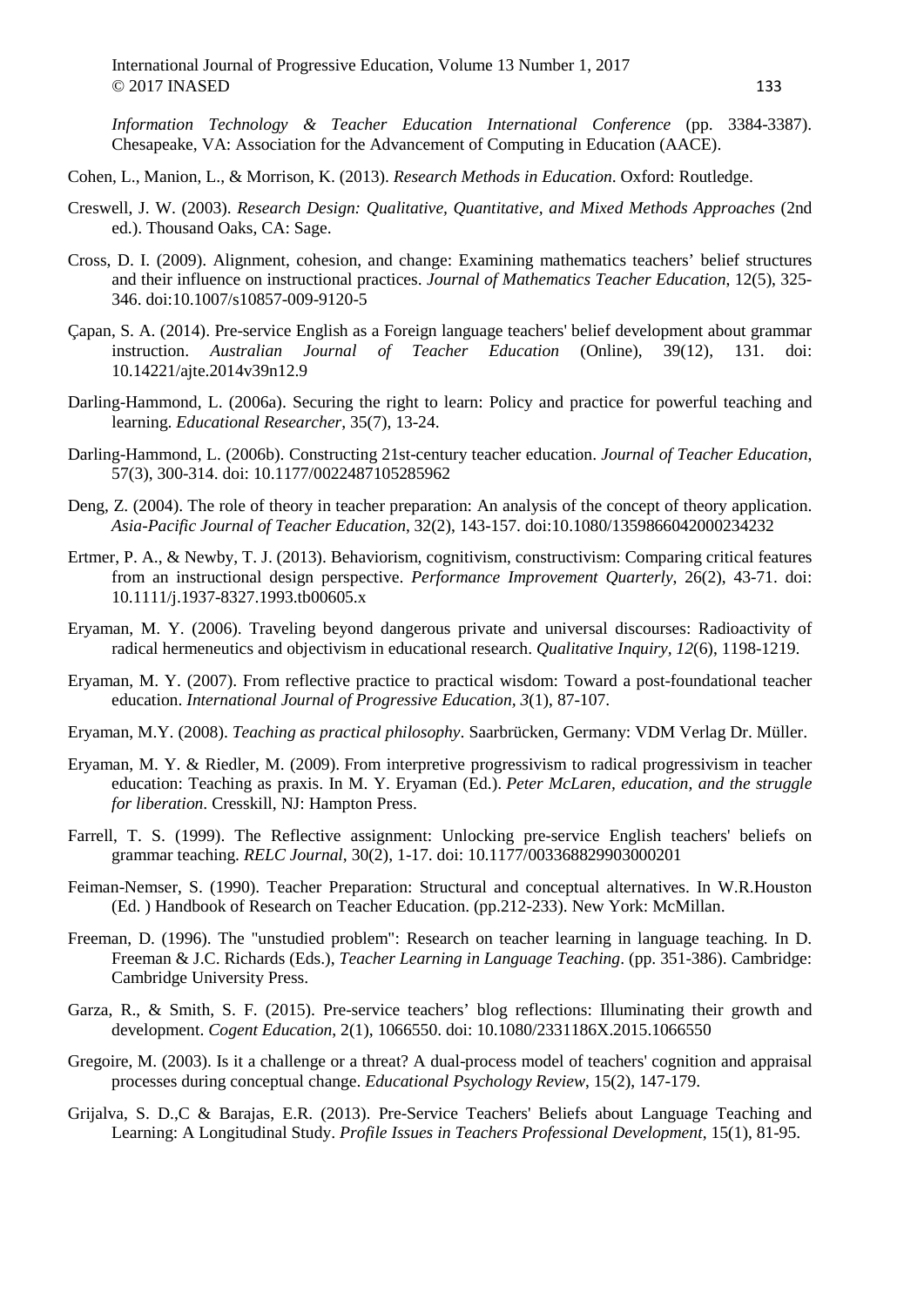*Information Technology & Teacher Education International Conference* (pp. 3384-3387). Chesapeake, VA: Association for the Advancement of Computing in Education (AACE).

Cohen, L., Manion, L., & Morrison, K. (2013). *Research Methods in Education*. Oxford: Routledge.

Creswell, J. W. (2003). *Research Design: Qualitative, Quantitative, and Mixed Methods Approaches* (2nd ed.). Thousand Oaks, CA: Sage.

Cross, D. I. (2009). Alignment, cohesion, and change: Examining mathematics teachers' belief structures and their influence on instructional practices. *Journal of Mathematics Teacher Education*, 12(5), 325-346. doi:10.1007/s10857-009-9120-5

Çapan, S. A. (2014). Pre-service English as a Foreign language teachers' belief development about grammar instruction. *Australian Journal of Teacher Education* (Online), 39(12), 131. doi: 10.14221/ajte.2014v39n12.9

Darling-Hammond, L. (2006a). Securing the right to learn: Policy and practice for powerful teaching and learning. *Educational Researcher*, 35(7), 13-24.

Darling-Hammond, L. (2006b). Constructing 21st-century teacher education. *Journal of Teacher Education*, 57(3), 300-314. doi: 10.1177/0022487105285962

Deng, Z. (2004). The role of theory in teacher preparation: An analysis of the concept of theory application. *Asia-Pacific Journal of Teacher Education*, 32(2), 143-157. doi:10.1080/1359866042000234232

Ertmer, P. A., & Newby, T. J. (2013). Behaviorism, cognitivism, constructivism: Comparing critical features from an instructional design perspective. *Performance Improvement Quarterly*, 26(2), 43-71. doi: 10.1111/j.1937-8327.1993.tb00605.x

Eryaman, M. Y. (2006). Traveling beyond dangerous private and universal discourses: Radioactivity of radical hermeneutics and objectivism in educational research. *Qualitative Inquiry*, *12*(6), 1198-1219.

Eryaman, M. Y. (2007). From reflective practice to practical wisdom: Toward a post-foundational teacher education. *International Journal of Progressive Education*, *3*(1), 87-107.

Eryaman, M.Y. (2008). *Teaching as practical philosophy*. Saarbrücken, Germany: VDM Verlag Dr. Müller.

Eryaman, M. Y. & Riedler, M. (2009). From interpretive progressivism to radical progressivism in teacher education: Teaching as praxis. In M. Y. Eryaman (Ed.). *Peter McLaren, education, and the struggle for liberation*. Cresskill, NJ: Hampton Press.

Farrell, T. S. (1999). The Reflective assignment: Unlocking pre-service English teachers' beliefs on grammar teaching. *RELC Journal*, 30(2), 1-17. doi: 10.1177/003368829903000201

Feiman-Nemser, S. (1990). Teacher Preparation: Structural and conceptual alternatives. In W.R.Houston (Ed. ) Handbook of Research on Teacher Education. (pp.212-233). New York: McMillan.

Freeman, D. (1996). The "unstudied problem": Research on teacher learning in language teaching. In D. Freeman & J.C. Richards (Eds.), *Teacher Learning in Language Teaching*. (pp. 351-386). Cambridge: Cambridge University Press.

Garza, R., & Smith, S. F. (2015). Pre-service teachers' blog reflections: Illuminating their growth and development. *Cogent Education*, 2(1), 1066550. doi: 10.1080/2331186X.2015.1066550

Gregoire, M. (2003). Is it a challenge or a threat? A dual-process model of teachers' cognition and appraisal processes during conceptual change. *Educational Psychology Review*, 15(2), 147-179.

Grijalva, S. D.,C & Barajas, E.R. (2013). Pre-Service Teachers' Beliefs about Language Teaching and Learning: A Longitudinal Study. *Profile Issues in Teachers Professional Development*, 15(1), 81-95.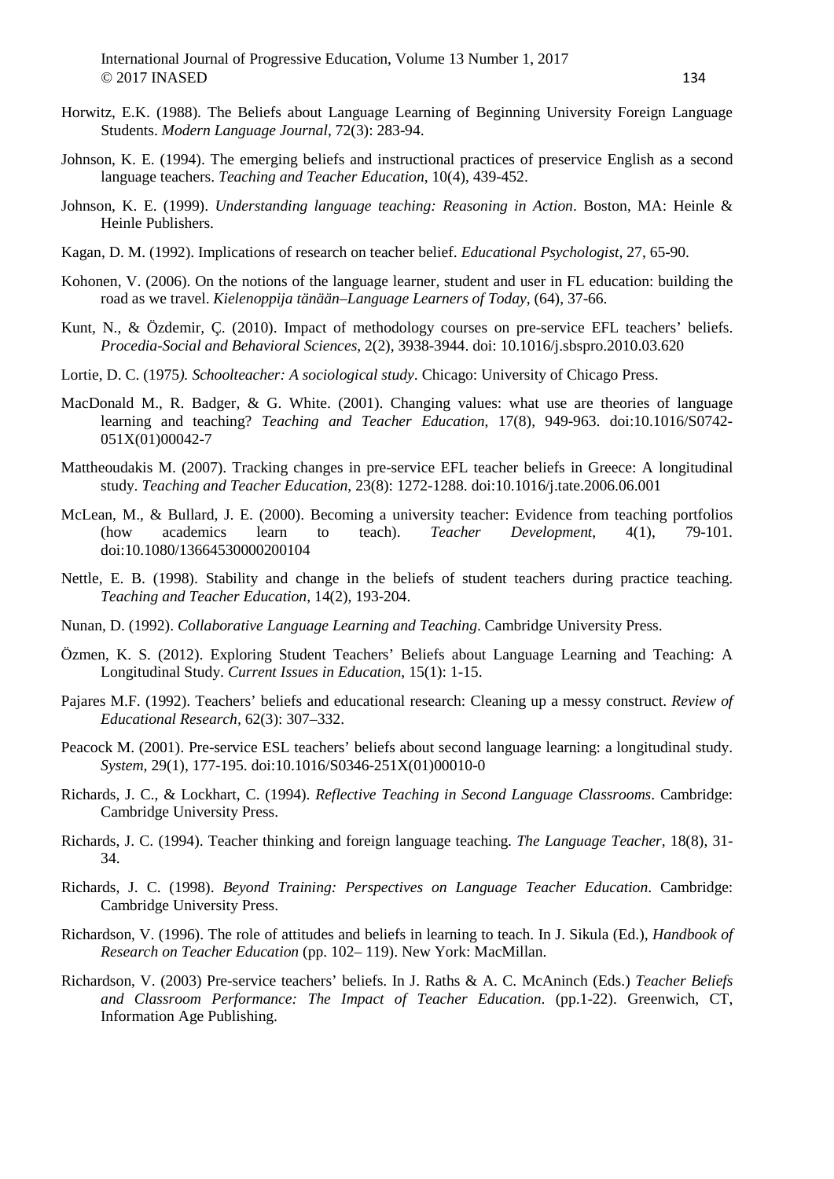Horwitz, E.K. (1988). The Beliefs about Language Learning of Beginning University Foreign Language Students. *Modern Language Journal*, 72(3): 283-94.

Johnson, K. E. (1994). The emerging beliefs and instructional practices of preservice English as a second language teachers. *Teaching and Teacher Education*, 10(4), 439-452.

Johnson, K. E. (1999). *Understanding language teaching: Reasoning in Action*. Boston, MA: Heinle & Heinle Publishers.

Kagan, D. M. (1992). Implications of research on teacher belief. *Educational Psychologist*, 27, 65-90.

Kohonen, V. (2006). On the notions of the language learner, student and user in FL education: building the road as we travel. *Kielenoppija tänään–Language Learners of Today*, (64), 37-66.

Kunt, N., & Özdemir, Ç. (2010). Impact of methodology courses on pre-service EFL teachers' beliefs. *Procedia-Social and Behavioral Sciences*, 2(2), 3938-3944. doi: 10.1016/j.sbspro.2010.03.620

Lortie, D. C. (1975*). Schoolteacher: A sociological study*. Chicago: University of Chicago Press.

MacDonald M., R. Badger, & G. White. (2001). Changing values: what use are theories of language learning and teaching? *Teaching and Teacher Education*, 17(8), 949-963. doi:10.1016/S0742-051X(01)00042-7

Mattheoudakis M. (2007). Tracking changes in pre-service EFL teacher beliefs in Greece: A longitudinal study. *Teaching and Teacher Education*, 23(8): 1272-1288. doi:10.1016/j.tate.2006.06.001

McLean, M., & Bullard, J. E. (2000). Becoming a university teacher: Evidence from teaching portfolios (how academics learn to teach). *Teacher Development*, 4(1), 79-101. doi:10.1080/13664530000200104

Nettle, E. B. (1998). Stability and change in the beliefs of student teachers during practice teaching. *Teaching and Teacher Education*, 14(2), 193-204.

Nunan, D. (1992). *Collaborative Language Learning and Teaching*. Cambridge University Press.

Özmen, K. S. (2012). Exploring Student Teachers' Beliefs about Language Learning and Teaching: A Longitudinal Study. *Current Issues in Education*, 15(1): 1-15.

Pajares M.F. (1992). Teachers' beliefs and educational research: Cleaning up a messy construct. *Review of Educational Research*, 62(3): 307–332.

Peacock M. (2001). Pre-service ESL teachers' beliefs about second language learning: a longitudinal study. *System*, 29(1), 177-195. doi:10.1016/S0346-251X(01)00010-0

Richards, J. C., & Lockhart, C. (1994). *Reflective Teaching in Second Language Classrooms*. Cambridge: Cambridge University Press.

Richards, J. C. (1994). Teacher thinking and foreign language teaching. *The Language Teacher*, 18(8), 31-34.

Richards, J. C. (1998). *Beyond Training: Perspectives on Language Teacher Education*. Cambridge: Cambridge University Press.

Richardson, V. (1996). The role of attitudes and beliefs in learning to teach. In J. Sikula (Ed.), *Handbook of Research on Teacher Education* (pp. 102– 119). New York: MacMillan.

Richardson, V. (2003) Pre-service teachers' beliefs. In J. Raths & A. C. McAninch (Eds.) *Teacher Beliefs and Classroom Performance: The Impact of Teacher Education*. (pp.1-22). Greenwich, CT, Information Age Publishing.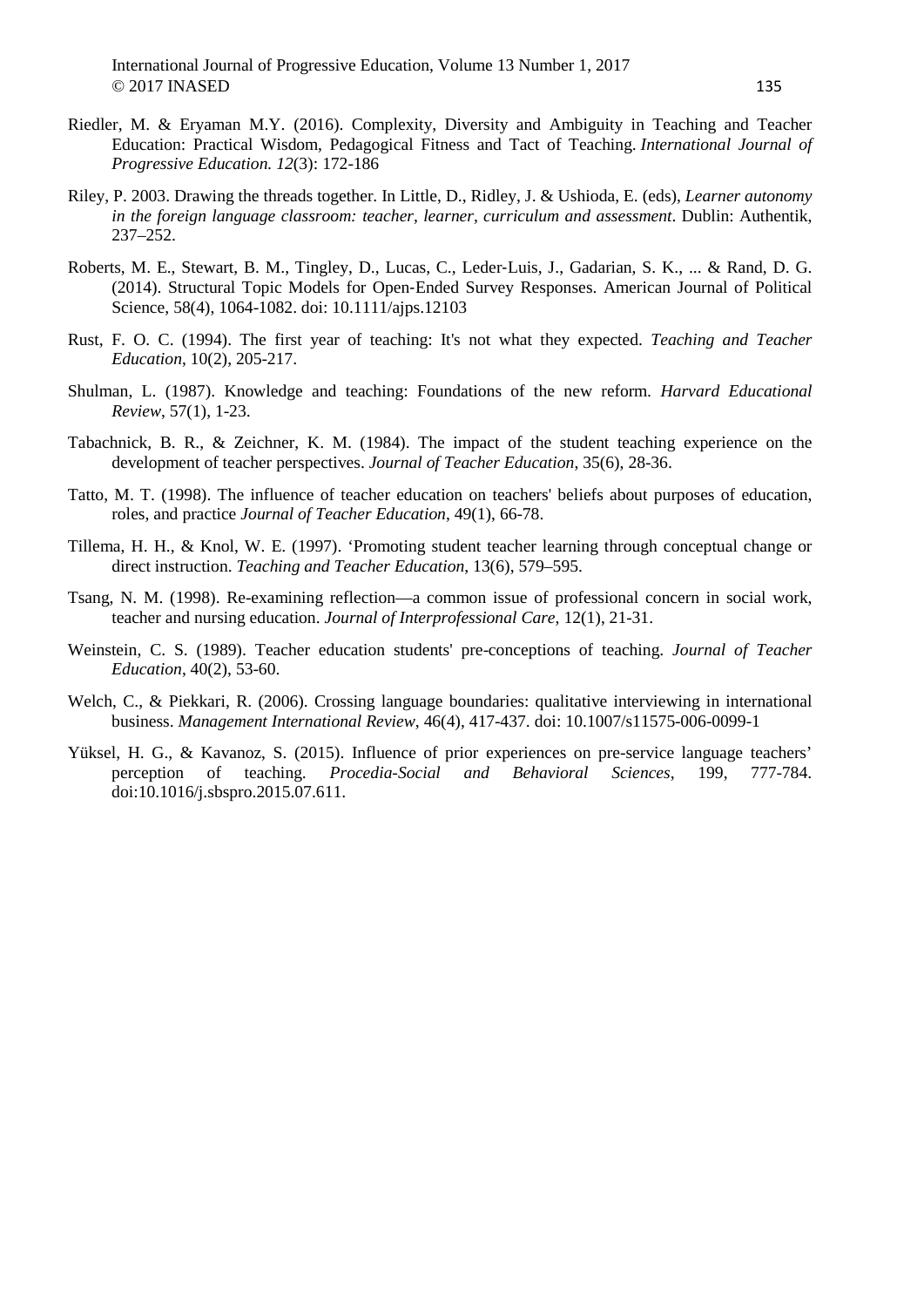Riedler, M. & Eryaman M.Y. (2016). Complexity, Diversity and Ambiguity in Teaching and Teacher Education: Practical Wisdom, Pedagogical Fitness and Tact of Teaching. *International Journal of Progressive Education. 12*(3): 172-186

Riley, P. 2003. Drawing the threads together. In Little, D., Ridley, J. & Ushioda, E. (eds), *Learner autonomy in the foreign language classroom: teacher, learner, curriculum and assessment*. Dublin: Authentik, 237–252.

Roberts, M. E., Stewart, B. M., Tingley, D., Lucas, C., Leder‐Luis, J., Gadarian, S. K., ... & Rand, D. G. (2014). Structural Topic Models for Open‐Ended Survey Responses. American Journal of Political Science, 58(4), 1064-1082. doi: 10.1111/ajps.12103

Rust, F. O. C. (1994). The first year of teaching: It's not what they expected. *Teaching and Teacher Education*, 10(2), 205-217.

Shulman, L. (1987). Knowledge and teaching: Foundations of the new reform. *Harvard Educational Review*, 57(1), 1-23.

Tabachnick, B. R., & Zeichner, K. M. (1984). The impact of the student teaching experience on the development of teacher perspectives. *Journal of Teacher Education*, 35(6), 28-36.

Tatto, M. T. (1998). The influence of teacher education on teachers' beliefs about purposes of education, roles, and practice *Journal of Teacher Education*, 49(1), 66-78.

Tillema, H. H., & Knol, W. E. (1997). 'Promoting student teacher learning through conceptual change or direct instruction. *Teaching and Teacher Education*, 13(6), 579–595.

Tsang, N. M. (1998). Re-examining reflection—a common issue of professional concern in social work, teacher and nursing education. *Journal of Interprofessional Care*, 12(1), 21-31.

Weinstein, C. S. (1989). Teacher education students' pre-conceptions of teaching. *Journal of Teacher Education*, 40(2), 53-60.

Welch, C., & Piekkari, R. (2006). Crossing language boundaries: qualitative interviewing in international business. *Management International Review*, 46(4), 417-437. doi: 10.1007/s11575-006-0099-1

Yüksel, H. G., & Kavanoz, S. (2015). Influence of prior experiences on pre-service language teachers' perception of teaching. *Procedia-Social and Behavioral Sciences*, 199, 777-784. doi:10.1016/j.sbspro.2015.07.611.